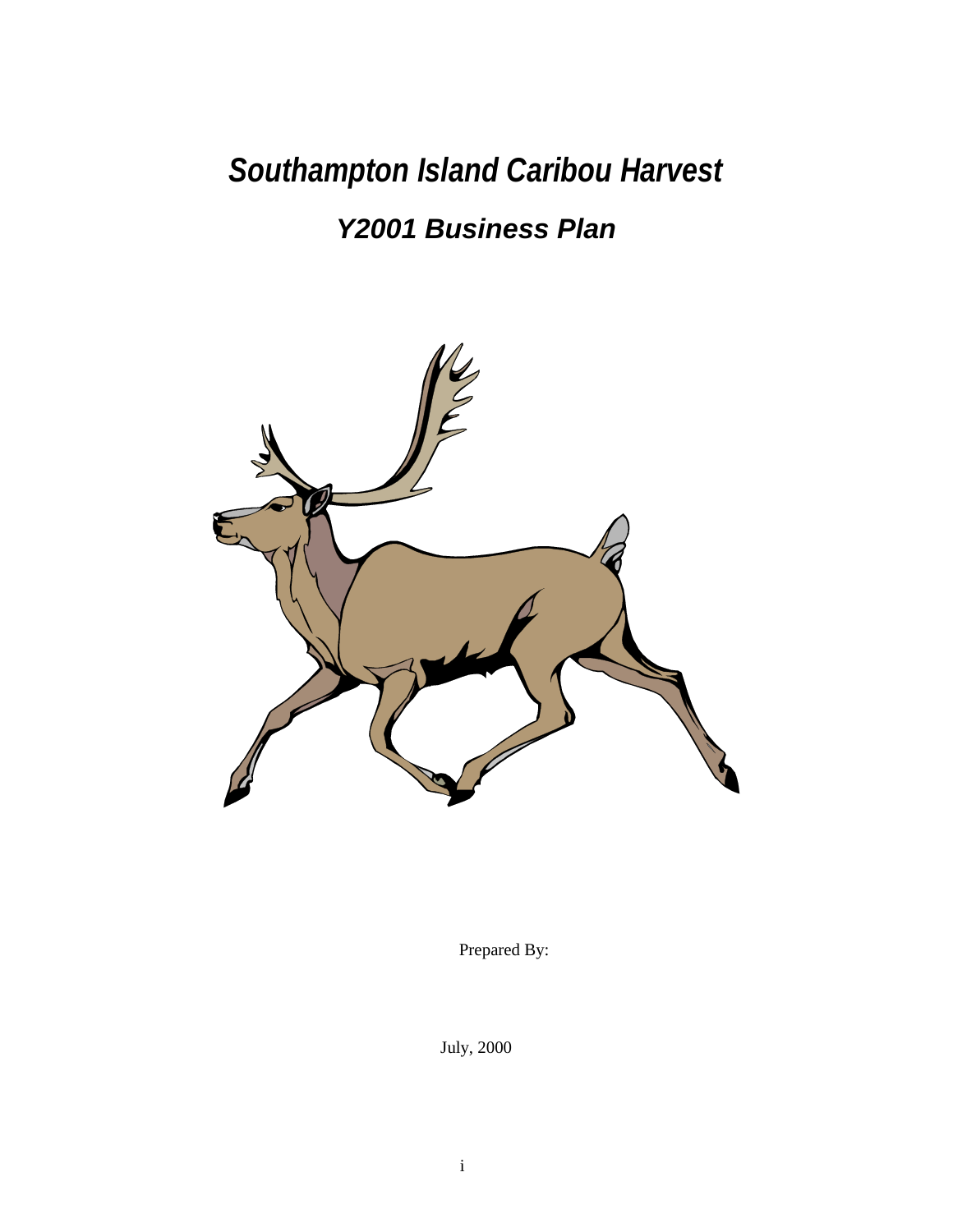# *Southampton Island Caribou Harvest*

## *Y2001 Business Plan*

Prepared By:

July, 2000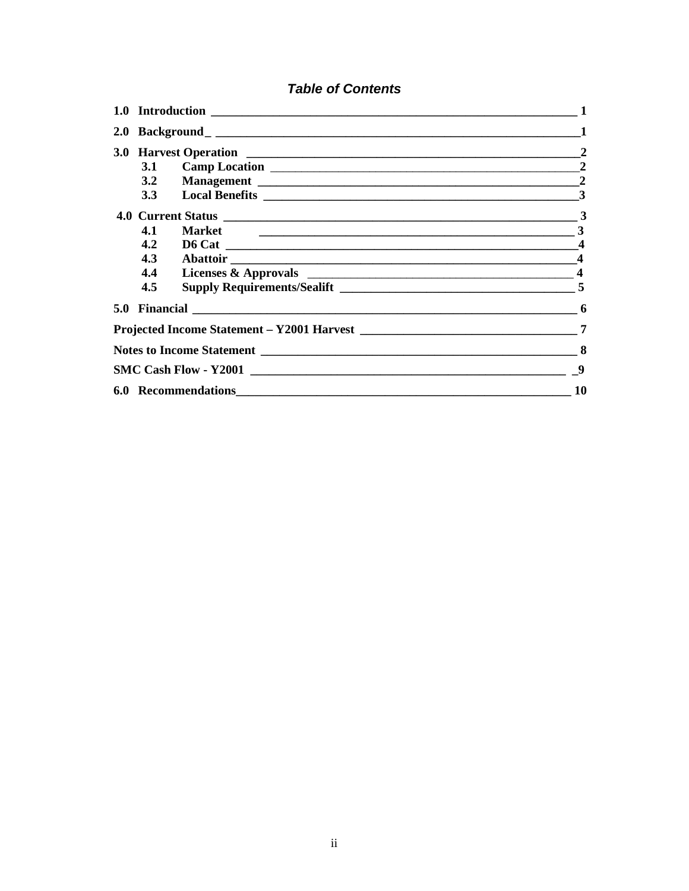# *Table of Contents*

| | | |
|---|---|---|
| **1.0 Introduction** | | **1** |
| **2.0 Background** | | **1** |
| **3.0 Harvest Operation** | | **2** |
| **3.1** | **Camp Location** | **2** |
| **3.2** | **Management** | **2** |
| **3.3** | **Local Benefits** | **3** |
| **4.0 Current Status** | | **3** |
| **4.1** | **Market** | **3** |
| **4.2** | **D6 Cat** | **4** |
| **4.3** | **Abattoir** | **4** |
| **4.4** | **Licenses & Approvals** | **4** |
| **4.5** | **Supply Requirements/Sealift** | **5** |
| **5.0 Financial** | | **6** |
| **Projected Income Statement – Y2001 Harvest** | | **7** |
| **Notes to Income Statement** | | **8** |
| **SMC Cash Flow - Y2001** | | **9** |
| **6.0 Recommendations** | | **10** |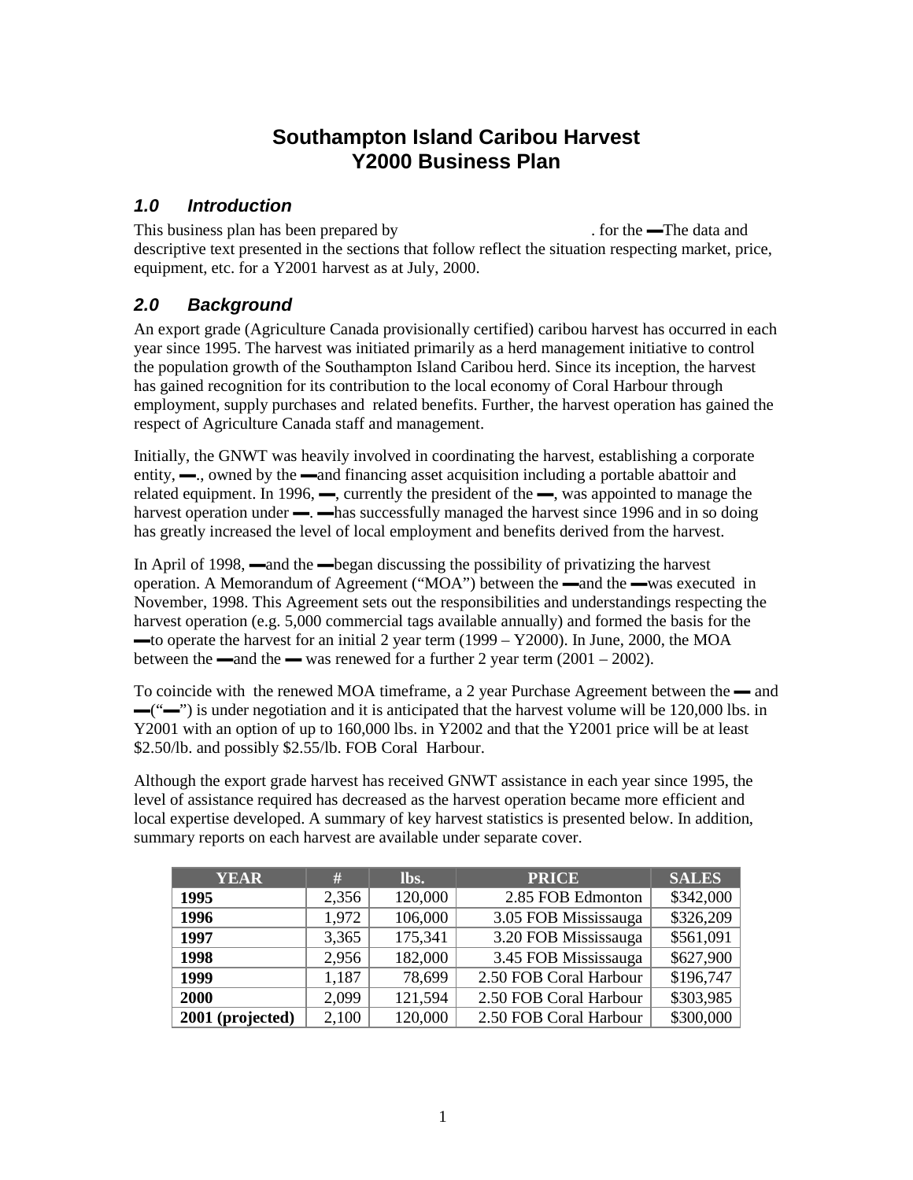# Southampton Island Caribou Harvest
# Y2000 Business Plan

## *1.0 Introduction*

This business plan has been prepared by . for the ▬The data and descriptive text presented in the sections that follow reflect the situation respecting market, price, equipment, etc. for a Y2001 harvest as at July, 2000.

## *2.0 Background*

An export grade (Agriculture Canada provisionally certified) caribou harvest has occurred in each year since 1995. The harvest was initiated primarily as a herd management initiative to control the population growth of the Southampton Island Caribou herd. Since its inception, the harvest has gained recognition for its contribution to the local economy of Coral Harbour through employment, supply purchases and related benefits. Further, the harvest operation has gained the respect of Agriculture Canada staff and management.

Initially, the GNWT was heavily involved in coordinating the harvest, establishing a corporate entity, ▬., owned by the ▬and financing asset acquisition including a portable abattoir and related equipment. In 1996, ▬, currently the president of the ▬, was appointed to manage the harvest operation under ▬. ▬has successfully managed the harvest since 1996 and in so doing has greatly increased the level of local employment and benefits derived from the harvest.

In April of 1998, ▬and the ▬began discussing the possibility of privatizing the harvest operation. A Memorandum of Agreement ("MOA") between the ▬and the ▬was executed in November, 1998. This Agreement sets out the responsibilities and understandings respecting the harvest operation (e.g. 5,000 commercial tags available annually) and formed the basis for the ▬to operate the harvest for an initial 2 year term (1999 – Y2000). In June, 2000, the MOA between the ▬and the ▬ was renewed for a further 2 year term (2001 – 2002).

To coincide with the renewed MOA timeframe, a 2 year Purchase Agreement between the ▬ and ▬("▬") is under negotiation and it is anticipated that the harvest volume will be 120,000 lbs. in Y2001 with an option of up to 160,000 lbs. in Y2002 and that the Y2001 price will be at least $2.50/lb. and possibly $2.55/lb. FOB Coral Harbour.

Although the export grade harvest has received GNWT assistance in each year since 1995, the level of assistance required has decreased as the harvest operation became more efficient and local expertise developed. A summary of key harvest statistics is presented below. In addition, summary reports on each harvest are available under separate cover.

| YEAR | # | lbs. | PRICE | SALES |
|---|---|---|---|---|
| **1995** | 2,356 | 120,000 | 2.85 FOB Edmonton | $342,000 |
| **1996** | 1,972 | 106,000 | 3.05 FOB Mississauga | $326,209 |
| **1997** | 3,365 | 175,341 | 3.20 FOB Mississauga | $561,091 |
| **1998** | 2,956 | 182,000 | 3.45 FOB Mississauga | $627,900 |
| **1999** | 1,187 | 78,699 | 2.50 FOB Coral Harbour | $196,747 |
| **2000** | 2,099 | 121,594 | 2.50 FOB Coral Harbour | $303,985 |
| **2001 (projected)** | 2,100 | 120,000 | 2.50 FOB Coral Harbour | $300,000 |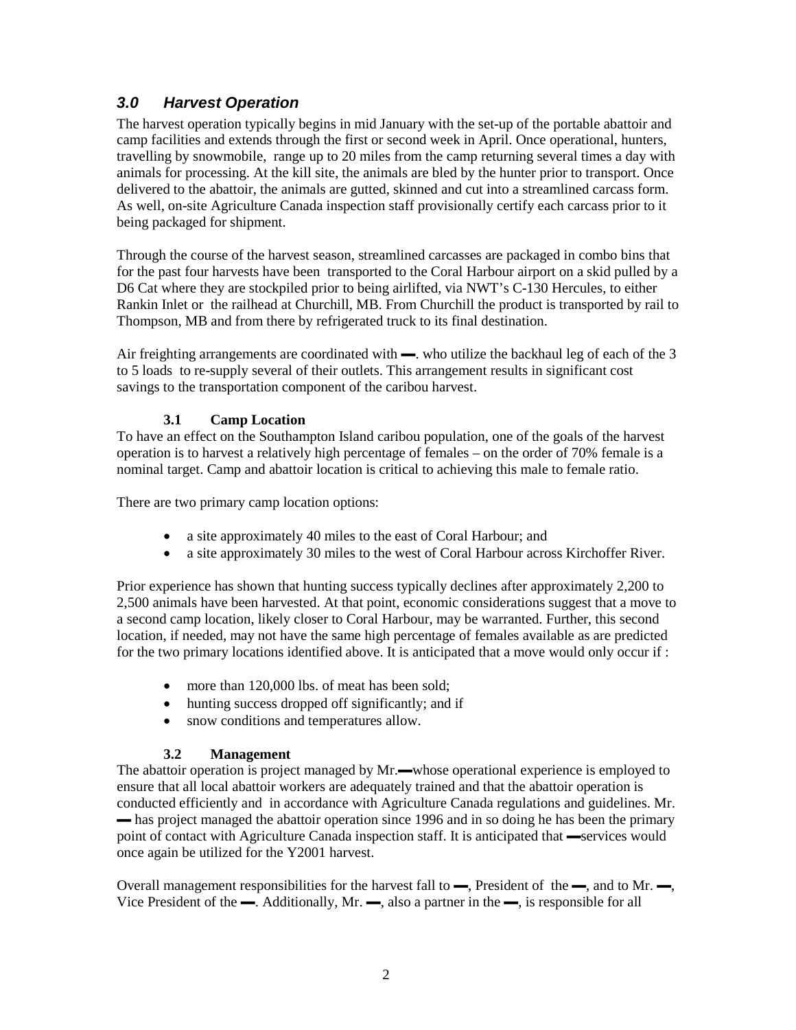## *3.0 Harvest Operation*

The harvest operation typically begins in mid January with the set-up of the portable abattoir and camp facilities and extends through the first or second week in April. Once operational, hunters, travelling by snowmobile, range up to 20 miles from the camp returning several times a day with animals for processing. At the kill site, the animals are bled by the hunter prior to transport. Once delivered to the abattoir, the animals are gutted, skinned and cut into a streamlined carcass form. As well, on-site Agriculture Canada inspection staff provisionally certify each carcass prior to it being packaged for shipment.

Through the course of the harvest season, streamlined carcasses are packaged in combo bins that for the past four harvests have been transported to the Coral Harbour airport on a skid pulled by a D6 Cat where they are stockpiled prior to being airlifted, via NWT's C-130 Hercules, to either Rankin Inlet or the railhead at Churchill, MB. From Churchill the product is transported by rail to Thompson, MB and from there by refrigerated truck to its final destination.

Air freighting arrangements are coordinated with ▬. who utilize the backhaul leg of each of the 3 to 5 loads to re-supply several of their outlets. This arrangement results in significant cost savings to the transportation component of the caribou harvest.

### 3.1 Camp Location

To have an effect on the Southampton Island caribou population, one of the goals of the harvest operation is to harvest a relatively high percentage of females – on the order of 70% female is a nominal target. Camp and abattoir location is critical to achieving this male to female ratio.

There are two primary camp location options:

- a site approximately 40 miles to the east of Coral Harbour; and
- a site approximately 30 miles to the west of Coral Harbour across Kirchoffer River.

Prior experience has shown that hunting success typically declines after approximately 2,200 to 2,500 animals have been harvested. At that point, economic considerations suggest that a move to a second camp location, likely closer to Coral Harbour, may be warranted. Further, this second location, if needed, may not have the same high percentage of females available as are predicted for the two primary locations identified above. It is anticipated that a move would only occur if :

- more than 120,000 lbs. of meat has been sold;
- hunting success dropped off significantly; and if
- snow conditions and temperatures allow.

### 3.2 Management

The abattoir operation is project managed by Mr.▬whose operational experience is employed to ensure that all local abattoir workers are adequately trained and that the abattoir operation is conducted efficiently and in accordance with Agriculture Canada regulations and guidelines. Mr. ▬ has project managed the abattoir operation since 1996 and in so doing he has been the primary point of contact with Agriculture Canada inspection staff. It is anticipated that ▬services would once again be utilized for the Y2001 harvest.

Overall management responsibilities for the harvest fall to ▬, President of the ▬, and to Mr. ▬, Vice President of the ▬. Additionally, Mr. ▬, also a partner in the ▬, is responsible for all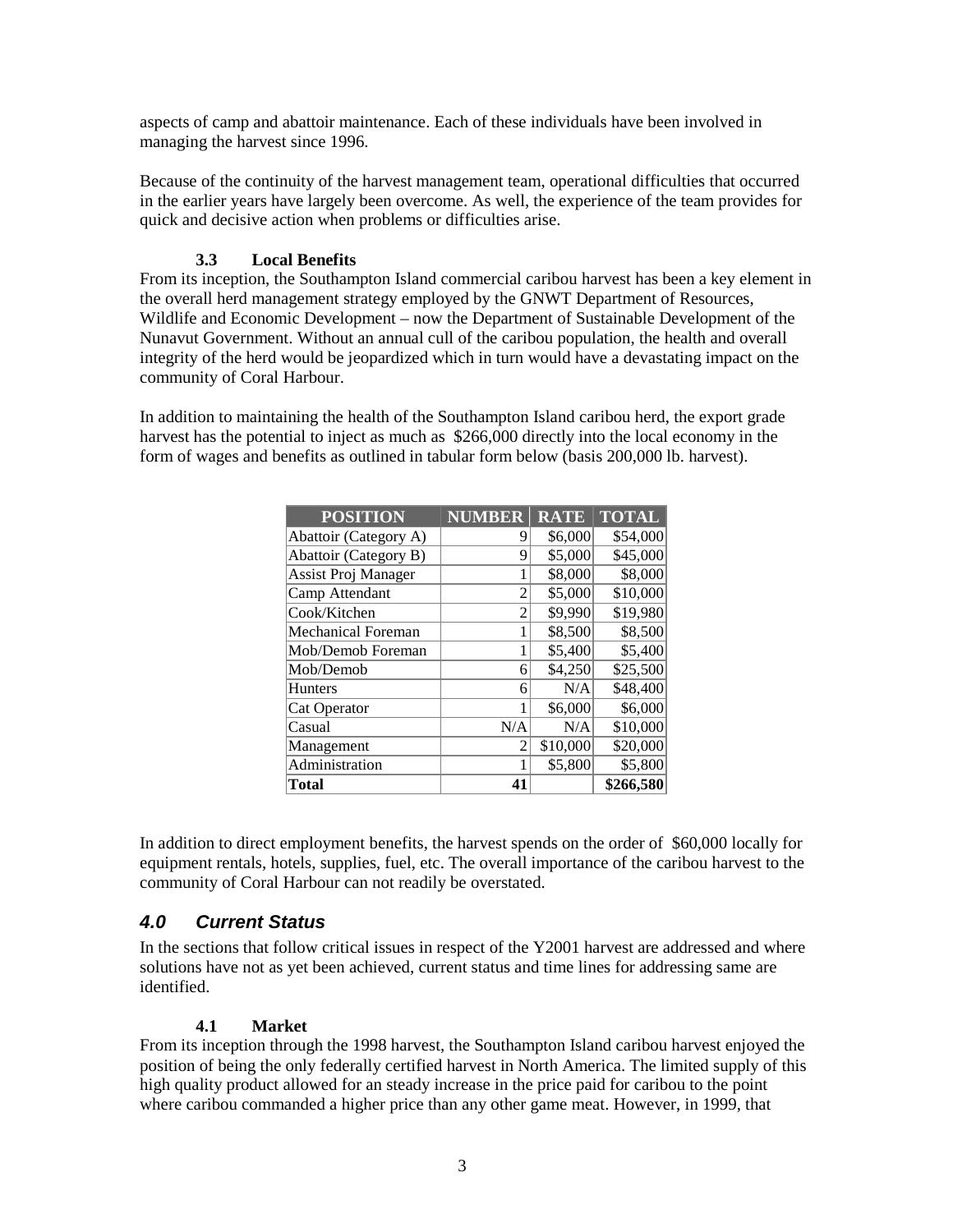aspects of camp and abattoir maintenance. Each of these individuals have been involved in managing the harvest since 1996.

Because of the continuity of the harvest management team, operational difficulties that occurred in the earlier years have largely been overcome. As well, the experience of the team provides for quick and decisive action when problems or difficulties arise.

### 3.3 Local Benefits

From its inception, the Southampton Island commercial caribou harvest has been a key element in the overall herd management strategy employed by the GNWT Department of Resources, Wildlife and Economic Development – now the Department of Sustainable Development of the Nunavut Government. Without an annual cull of the caribou population, the health and overall integrity of the herd would be jeopardized which in turn would have a devastating impact on the community of Coral Harbour.

In addition to maintaining the health of the Southampton Island caribou herd, the export grade harvest has the potential to inject as much as $266,000 directly into the local economy in the form of wages and benefits as outlined in tabular form below (basis 200,000 lb. harvest).

| POSITION | NUMBER | RATE | TOTAL |
|---|---|---|---|
| Abattoir (Category A) | 9 | $6,000 | $54,000 |
| Abattoir (Category B) | 9 | $5,000 | $45,000 |
| Assist Proj Manager | 1 | $8,000 | $8,000 |
| Camp Attendant | 2 | $5,000 | $10,000 |
| Cook/Kitchen | 2 | $9,990 | $19,980 |
| Mechanical Foreman | 1 | $8,500 | $8,500 |
| Mob/Demob Foreman | 1 | $5,400 | $5,400 |
| Mob/Demob | 6 | $4,250 | $25,500 |
| Hunters | 6 | N/A | $48,400 |
| Cat Operator | 1 | $6,000 | $6,000 |
| Casual | N/A | N/A | $10,000 |
| Management | 2 | $10,000 | $20,000 |
| Administration | 1 | $5,800 | $5,800 |
| **Total** | **41** | | **$266,580** |

In addition to direct employment benefits, the harvest spends on the order of $60,000 locally for equipment rentals, hotels, supplies, fuel, etc. The overall importance of the caribou harvest to the community of Coral Harbour can not readily be overstated.

## *4.0 Current Status*

In the sections that follow critical issues in respect of the Y2001 harvest are addressed and where solutions have not as yet been achieved, current status and time lines for addressing same are identified.

### 4.1 Market

From its inception through the 1998 harvest, the Southampton Island caribou harvest enjoyed the position of being the only federally certified harvest in North America. The limited supply of this high quality product allowed for an steady increase in the price paid for caribou to the point where caribou commanded a higher price than any other game meat. However, in 1999, that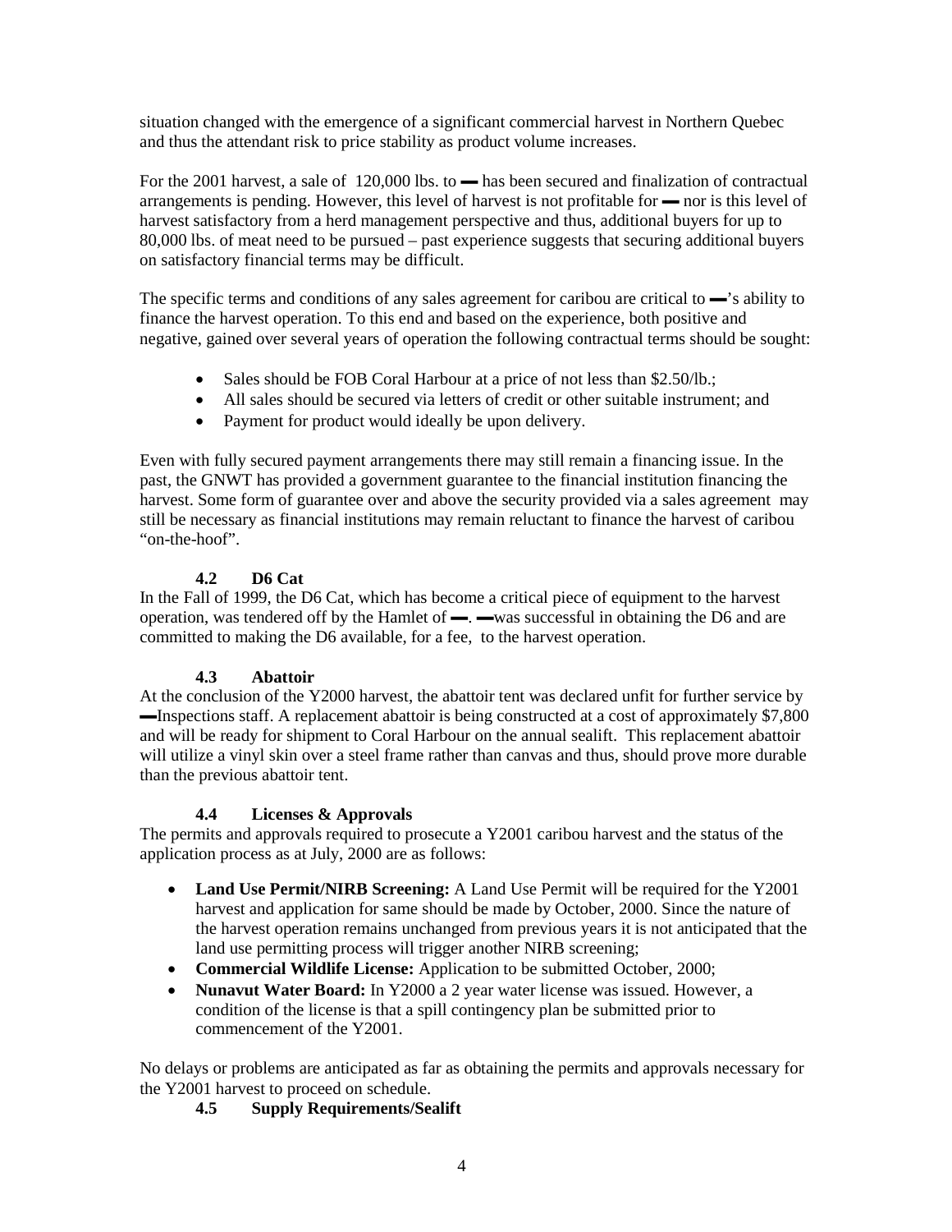situation changed with the emergence of a significant commercial harvest in Northern Quebec and thus the attendant risk to price stability as product volume increases.

For the 2001 harvest, a sale of 120,000 lbs. to ▬ has been secured and finalization of contractual arrangements is pending. However, this level of harvest is not profitable for ▬ nor is this level of harvest satisfactory from a herd management perspective and thus, additional buyers for up to 80,000 lbs. of meat need to be pursued – past experience suggests that securing additional buyers on satisfactory financial terms may be difficult.

The specific terms and conditions of any sales agreement for caribou are critical to ▬'s ability to finance the harvest operation. To this end and based on the experience, both positive and negative, gained over several years of operation the following contractual terms should be sought:

- Sales should be FOB Coral Harbour at a price of not less than $2.50/lb.;
- All sales should be secured via letters of credit or other suitable instrument; and
- Payment for product would ideally be upon delivery.

Even with fully secured payment arrangements there may still remain a financing issue. In the past, the GNWT has provided a government guarantee to the financial institution financing the harvest. Some form of guarantee over and above the security provided via a sales agreement may still be necessary as financial institutions may remain reluctant to finance the harvest of caribou "on-the-hoof".

### 4.2 D6 Cat

In the Fall of 1999, the D6 Cat, which has become a critical piece of equipment to the harvest operation, was tendered off by the Hamlet of ▬. ▬was successful in obtaining the D6 and are committed to making the D6 available, for a fee, to the harvest operation.

### 4.3 Abattoir

At the conclusion of the Y2000 harvest, the abattoir tent was declared unfit for further service by ▬Inspections staff. A replacement abattoir is being constructed at a cost of approximately $7,800 and will be ready for shipment to Coral Harbour on the annual sealift. This replacement abattoir will utilize a vinyl skin over a steel frame rather than canvas and thus, should prove more durable than the previous abattoir tent.

### 4.4 Licenses & Approvals

The permits and approvals required to prosecute a Y2001 caribou harvest and the status of the application process as at July, 2000 are as follows:

- **Land Use Permit/NIRB Screening:** A Land Use Permit will be required for the Y2001 harvest and application for same should be made by October, 2000. Since the nature of the harvest operation remains unchanged from previous years it is not anticipated that the land use permitting process will trigger another NIRB screening;
- **Commercial Wildlife License:** Application to be submitted October, 2000;
- **Nunavut Water Board:** In Y2000 a 2 year water license was issued. However, a condition of the license is that a spill contingency plan be submitted prior to commencement of the Y2001.

No delays or problems are anticipated as far as obtaining the permits and approvals necessary for the Y2001 harvest to proceed on schedule.

### 4.5 Supply Requirements/Sealift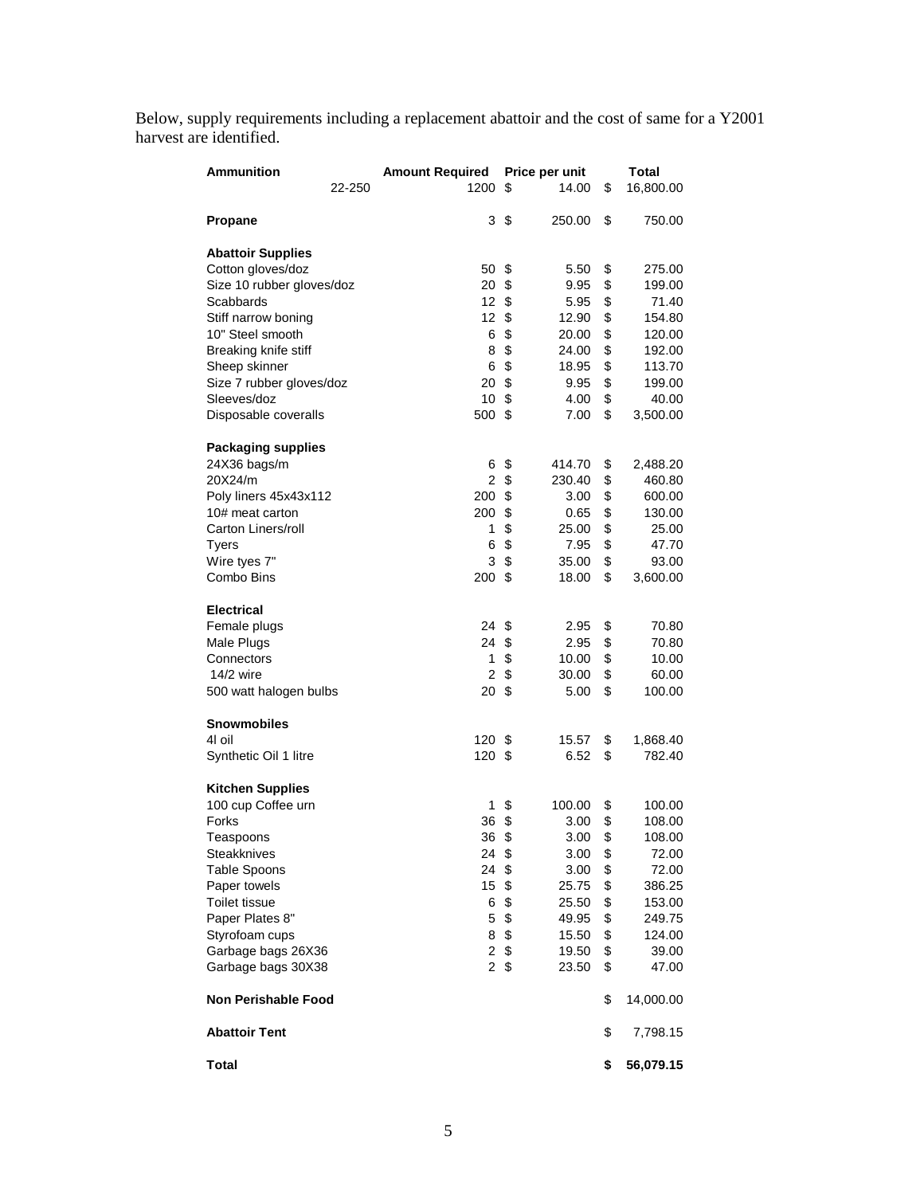Below, supply requirements including a replacement abattoir and the cost of same for a Y2001 harvest are identified.

| | Amount Required | Price per unit | Total |
|---|---|---|---|
| **Ammunition** | | | |
| 22-250 | 1200 | $ 14.00 | $ 16,800.00 |
| **Propane** | 3 | $ 250.00 | $ 750.00 |
| **Abattoir Supplies** | | | |
| Cotton gloves/doz | 50 | $ 5.50 | $ 275.00 |
| Size 10 rubber gloves/doz | 20 | $ 9.95 | $ 199.00 |
| Scabbards | 12 | $ 5.95 | $ 71.40 |
| Stiff narrow boning | 12 | $ 12.90 | $ 154.80 |
| 10" Steel smooth | 6 | $ 20.00 | $ 120.00 |
| Breaking knife stiff | 8 | $ 24.00 | $ 192.00 |
| Sheep skinner | 6 | $ 18.95 | $ 113.70 |
| Size 7 rubber gloves/doz | 20 | $ 9.95 | $ 199.00 |
| Sleeves/doz | 10 | $ 4.00 | $ 40.00 |
| Disposable coveralls | 500 | $ 7.00 | $ 3,500.00 |
| **Packaging supplies** | | | |
| 24X36 bags/m | 6 | $ 414.70 | $ 2,488.20 |
| 20X24/m | 2 | $ 230.40 | $ 460.80 |
| Poly liners 45x43x112 | 200 | $ 3.00 | $ 600.00 |
| 10# meat carton | 200 | $ 0.65 | $ 130.00 |
| Carton Liners/roll | 1 | $ 25.00 | $ 25.00 |
| Tyers | 6 | $ 7.95 | $ 47.70 |
| Wire tyes 7" | 3 | $ 35.00 | $ 93.00 |
| Combo Bins | 200 | $ 18.00 | $ 3,600.00 |
| **Electrical** | | | |
| Female plugs | 24 | $ 2.95 | $ 70.80 |
| Male Plugs | 24 | $ 2.95 | $ 70.80 |
| Connectors | 1 | $ 10.00 | $ 10.00 |
| 14/2 wire | 2 | $ 30.00 | $ 60.00 |
| 500 watt halogen bulbs | 20 | $ 5.00 | $ 100.00 |
| **Snowmobiles** | | | |
| 4l oil | 120 | $ 15.57 | $ 1,868.40 |
| Synthetic Oil 1 litre | 120 | $ 6.52 | $ 782.40 |
| **Kitchen Supplies** | | | |
| 100 cup Coffee urn | 1 | $ 100.00 | $ 100.00 |
| Forks | 36 | $ 3.00 | $ 108.00 |
| Teaspoons | 36 | $ 3.00 | $ 108.00 |
| Steakknives | 24 | $ 3.00 | $ 72.00 |
| Table Spoons | 24 | $ 3.00 | $ 72.00 |
| Paper towels | 15 | $ 25.75 | $ 386.25 |
| Toilet tissue | 6 | $ 25.50 | $ 153.00 |
| Paper Plates 8" | 5 | $ 49.95 | $ 249.75 |
| Styrofoam cups | 8 | $ 15.50 | $ 124.00 |
| Garbage bags 26X36 | 2 | $ 19.50 | $ 39.00 |
| Garbage bags 30X38 | 2 | $ 23.50 | $ 47.00 |
| **Non Perishable Food** | | | $ 14,000.00 |
| **Abattoir Tent** | | | $ 7,798.15 |
| **Total** | | | **$ 56,079.15** |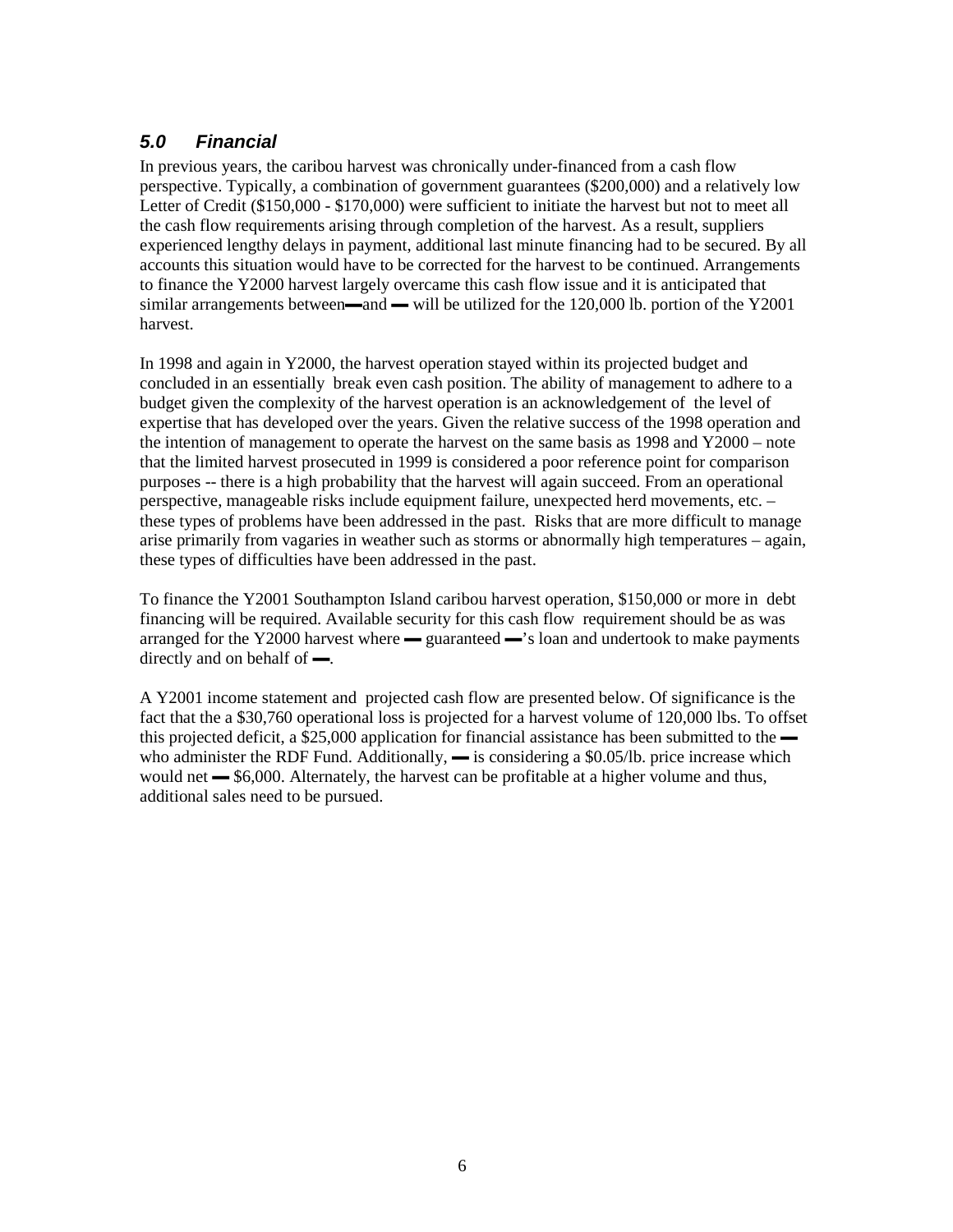## *5.0 Financial*

In previous years, the caribou harvest was chronically under-financed from a cash flow perspective. Typically, a combination of government guarantees ($200,000) and a relatively low Letter of Credit ($150,000 - $170,000) were sufficient to initiate the harvest but not to meet all the cash flow requirements arising through completion of the harvest. As a result, suppliers experienced lengthy delays in payment, additional last minute financing had to be secured. By all accounts this situation would have to be corrected for the harvest to be continued. Arrangements to finance the Y2000 harvest largely overcame this cash flow issue and it is anticipated that similar arrangements between▬and ▬ will be utilized for the 120,000 lb. portion of the Y2001 harvest.

In 1998 and again in Y2000, the harvest operation stayed within its projected budget and concluded in an essentially break even cash position. The ability of management to adhere to a budget given the complexity of the harvest operation is an acknowledgement of the level of expertise that has developed over the years. Given the relative success of the 1998 operation and the intention of management to operate the harvest on the same basis as 1998 and Y2000 – note that the limited harvest prosecuted in 1999 is considered a poor reference point for comparison purposes -- there is a high probability that the harvest will again succeed. From an operational perspective, manageable risks include equipment failure, unexpected herd movements, etc. – these types of problems have been addressed in the past. Risks that are more difficult to manage arise primarily from vagaries in weather such as storms or abnormally high temperatures – again, these types of difficulties have been addressed in the past.

To finance the Y2001 Southampton Island caribou harvest operation, $150,000 or more in debt financing will be required. Available security for this cash flow requirement should be as was arranged for the Y2000 harvest where ▬ guaranteed ▬'s loan and undertook to make payments directly and on behalf of ▬.

A Y2001 income statement and projected cash flow are presented below. Of significance is the fact that the a $30,760 operational loss is projected for a harvest volume of 120,000 lbs. To offset this projected deficit, a $25,000 application for financial assistance has been submitted to the ▬ who administer the RDF Fund. Additionally, ▬ is considering a $0.05/lb. price increase which would net ▬ $6,000. Alternately, the harvest can be profitable at a higher volume and thus, additional sales need to be pursued.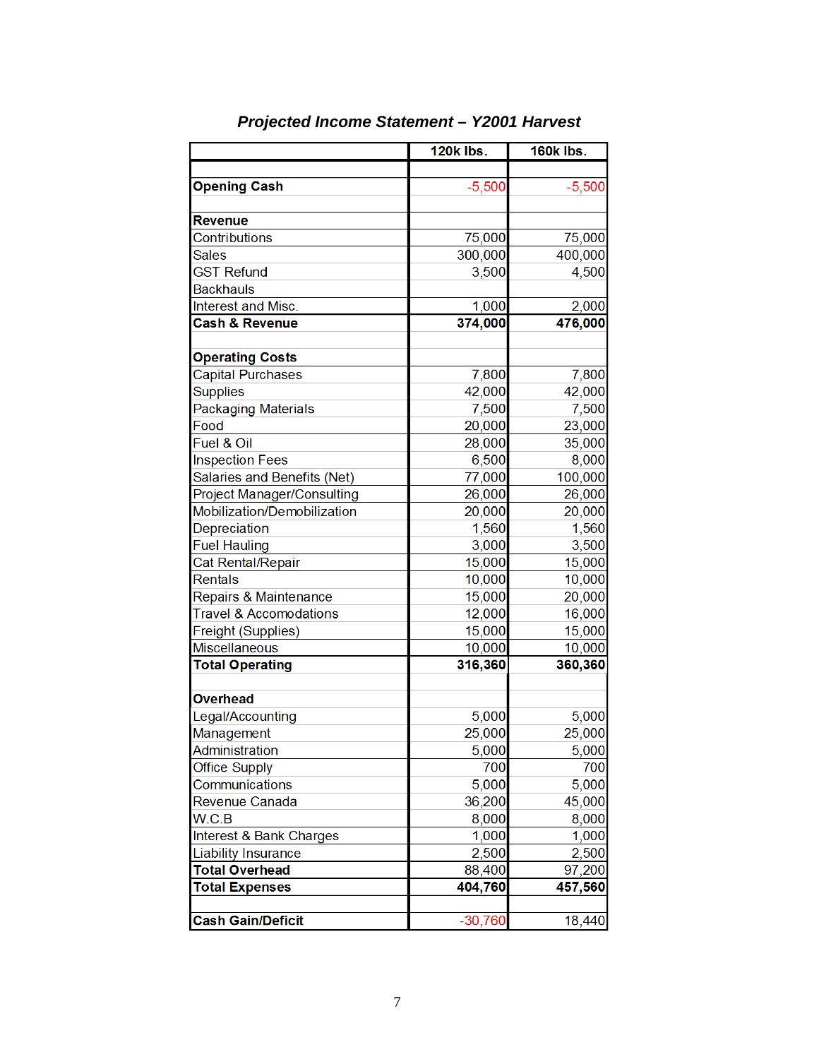### *Projected Income Statement – Y2001 Harvest*

| | 120k lbs. | 160k lbs. |
|---|---|---|
| | | |
| **Opening Cash** | -5,500 | -5,500 |
| | | |
| **Revenue** | | |
| Contributions | 75,000 | 75,000 |
| Sales | 300,000 | 400,000 |
| GST Refund | 3,500 | 4,500 |
| Backhauls | | |
| Interest and Misc. | 1,000 | 2,000 |
| **Cash & Revenue** | **374,000** | **476,000** |
| | | |
| **Operating Costs** | | |
| Capital Purchases | 7,800 | 7,800 |
| Supplies | 42,000 | 42,000 |
| Packaging Materials | 7,500 | 7,500 |
| Food | 20,000 | 23,000 |
| Fuel & Oil | 28,000 | 35,000 |
| Inspection Fees | 6,500 | 8,000 |
| Salaries and Benefits (Net) | 77,000 | 100,000 |
| Project Manager/Consulting | 26,000 | 26,000 |
| Mobilization/Demobilization | 20,000 | 20,000 |
| Depreciation | 1,560 | 1,560 |
| Fuel Hauling | 3,000 | 3,500 |
| Cat Rental/Repair | 15,000 | 15,000 |
| Rentals | 10,000 | 10,000 |
| Repairs & Maintenance | 15,000 | 20,000 |
| Travel & Accomodations | 12,000 | 16,000 |
| Freight (Supplies) | 15,000 | 15,000 |
| Miscellaneous | 10,000 | 10,000 |
| **Total Operating** | **316,360** | **360,360** |
| | | |
| **Overhead** | | |
| Legal/Accounting | 5,000 | 5,000 |
| Management | 25,000 | 25,000 |
| Administration | 5,000 | 5,000 |
| Office Supply | 700 | 700 |
| Communications | 5,000 | 5,000 |
| Revenue Canada | 36,200 | 45,000 |
| W.C.B | 8,000 | 8,000 |
| Interest & Bank Charges | 1,000 | 1,000 |
| Liability Insurance | 2,500 | 2,500 |
| **Total Overhead** | 88,400 | 97,200 |
| **Total Expenses** | **404,760** | **457,560** |
| | | |
| **Cash Gain/Deficit** | -30,760 | 18,440 |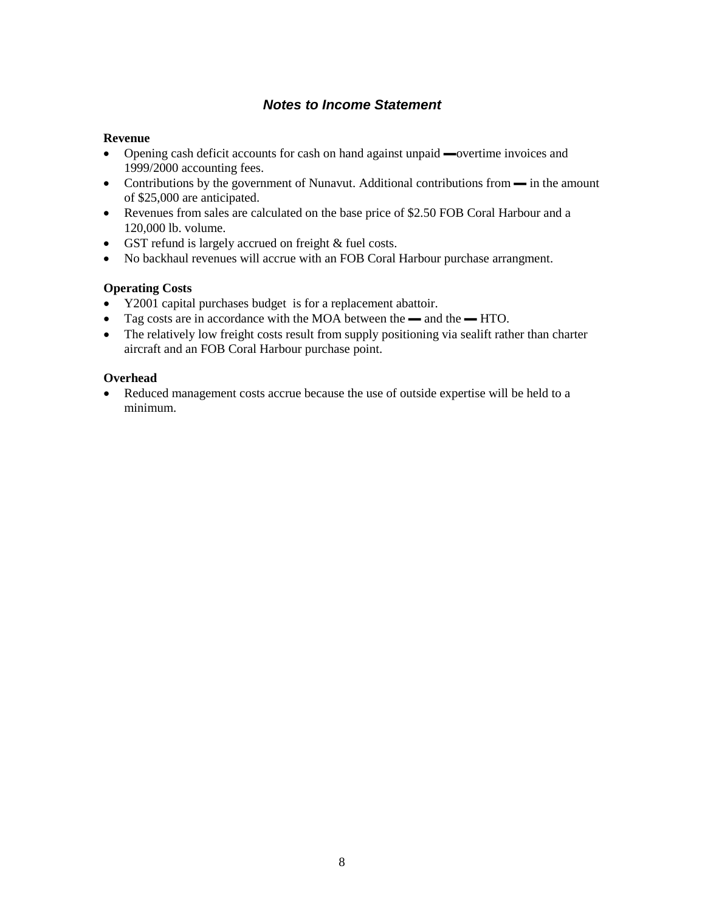## *Notes to Income Statement*

**Revenue**

- Opening cash deficit accounts for cash on hand against unpaid ▬overtime invoices and 1999/2000 accounting fees.
- Contributions by the government of Nunavut. Additional contributions from ▬ in the amount of $25,000 are anticipated.
- Revenues from sales are calculated on the base price of $2.50 FOB Coral Harbour and a 120,000 lb. volume.
- GST refund is largely accrued on freight & fuel costs.
- No backhaul revenues will accrue with an FOB Coral Harbour purchase arrangment.

**Operating Costs**

- Y2001 capital purchases budget is for a replacement abattoir.
- Tag costs are in accordance with the MOA between the ▬ and the ▬ HTO.
- The relatively low freight costs result from supply positioning via sealift rather than charter aircraft and an FOB Coral Harbour purchase point.

**Overhead**

- Reduced management costs accrue because the use of outside expertise will be held to a minimum.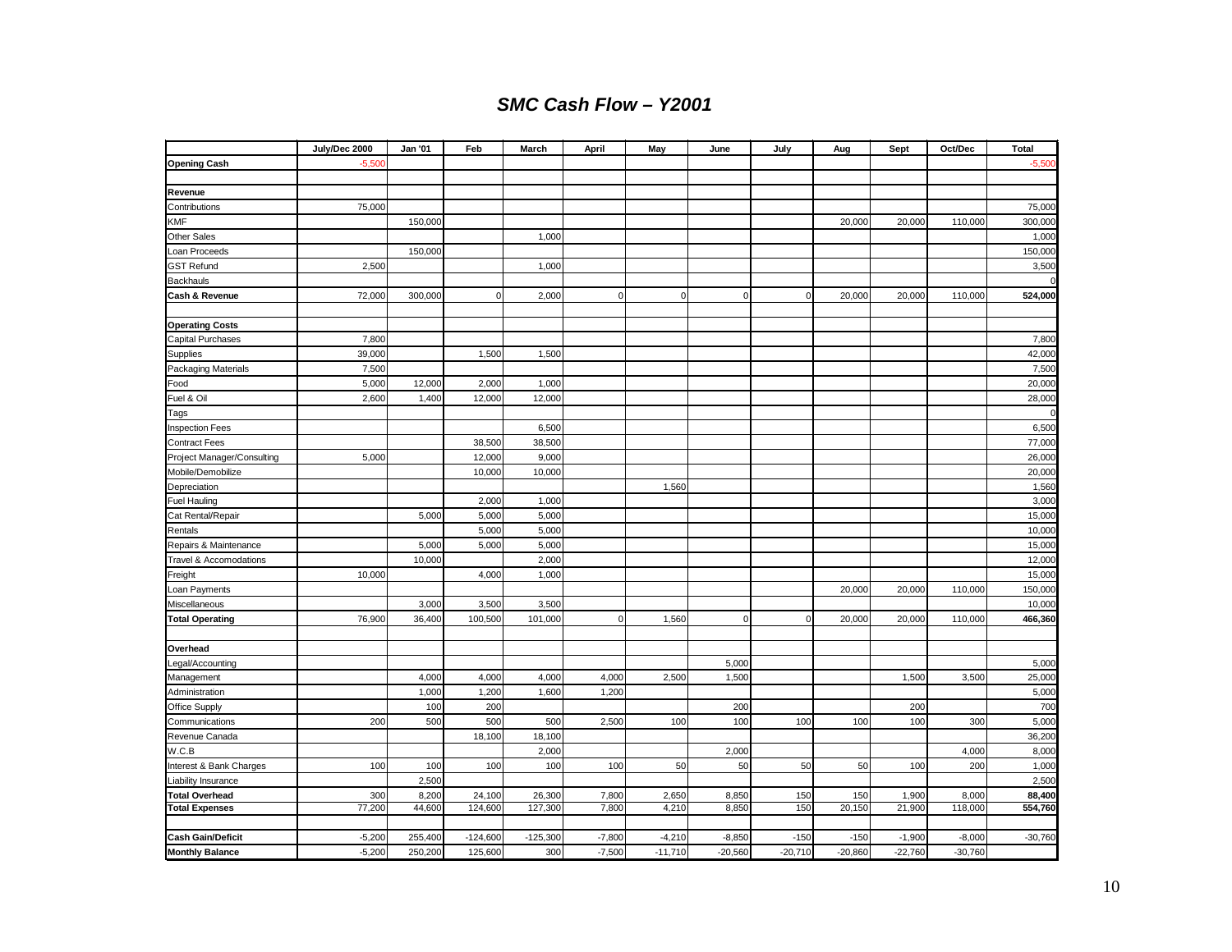# *SMC Cash Flow – Y2001*

| | July/Dec 2000 | Jan '01 | Feb | March | April | May | June | July | Aug | Sept | Oct/Dec | Total |
|---|---|---|---|---|---|---|---|---|---|---|---|---|
| **Opening Cash** | -5,500 | | | | | | | | | | | -5,500 |
| | | | | | | | | | | | | |
| **Revenue** | | | | | | | | | | | | |
| Contributions | 75,000 | | | | | | | | | | | 75,000 |
| KMF | | 150,000 | | | | | | | 20,000 | 20,000 | 110,000 | 300,000 |
| Other Sales | | | | 1,000 | | | | | | | | 1,000 |
| Loan Proceeds | | 150,000 | | | | | | | | | | 150,000 |
| GST Refund | 2,500 | | | 1,000 | | | | | | | | 3,500 |
| Backhauls | | | | | | | | | | | | 0 |
| **Cash & Revenue** | 72,000 | 300,000 | 0 | 2,000 | 0 | 0 | 0 | 0 | 20,000 | 20,000 | 110,000 | **524,000** |
| | | | | | | | | | | | | |
| **Operating Costs** | | | | | | | | | | | | |
| Capital Purchases | 7,800 | | | | | | | | | | | 7,800 |
| Supplies | 39,000 | | 1,500 | 1,500 | | | | | | | | 42,000 |
| Packaging Materials | 7,500 | | | | | | | | | | | 7,500 |
| Food | 5,000 | 12,000 | 2,000 | 1,000 | | | | | | | | 20,000 |
| Fuel & Oil | 2,600 | 1,400 | 12,000 | 12,000 | | | | | | | | 28,000 |
| Tags | | | | | | | | | | | | 0 |
| Inspection Fees | | | | 6,500 | | | | | | | | 6,500 |
| Contract Fees | | | 38,500 | 38,500 | | | | | | | | 77,000 |
| Project Manager/Consulting | 5,000 | | 12,000 | 9,000 | | | | | | | | 26,000 |
| Mobile/Demobilize | | | 10,000 | 10,000 | | | | | | | | 20,000 |
| Depreciation | | | | | | 1,560 | | | | | | 1,560 |
| Fuel Hauling | | | 2,000 | 1,000 | | | | | | | | 3,000 |
| Cat Rental/Repair | | 5,000 | 5,000 | 5,000 | | | | | | | | 15,000 |
| Rentals | | | 5,000 | 5,000 | | | | | | | | 10,000 |
| Repairs & Maintenance | | 5,000 | 5,000 | 5,000 | | | | | | | | 15,000 |
| Travel & Accomodations | | 10,000 | | 2,000 | | | | | | | | 12,000 |
| Freight | 10,000 | | 4,000 | 1,000 | | | | | | | | 15,000 |
| Loan Payments | | | | | | | | | 20,000 | 20,000 | 110,000 | 150,000 |
| Miscellaneous | | 3,000 | 3,500 | 3,500 | | | | | | | | 10,000 |
| **Total Operating** | 76,900 | 36,400 | 100,500 | 101,000 | 0 | 1,560 | 0 | 0 | 20,000 | 20,000 | 110,000 | **466,360** |
| | | | | | | | | | | | | |
| **Overhead** | | | | | | | | | | | | |
| Legal/Accounting | | | | | | | 5,000 | | | | | 5,000 |
| Management | | 4,000 | 4,000 | 4,000 | 4,000 | 2,500 | 1,500 | | | 1,500 | 3,500 | 25,000 |
| Administration | | 1,000 | 1,200 | 1,600 | 1,200 | | | | | | | 5,000 |
| Office Supply | | 100 | 200 | | | | 200 | | | 200 | | 700 |
| Communications | 200 | 500 | 500 | 500 | 2,500 | 100 | 100 | 100 | 100 | 100 | 300 | 5,000 |
| Revenue Canada | | | 18,100 | 18,100 | | | | | | | | 36,200 |
| W.C.B | | | | 2,000 | | | 2,000 | | | | 4,000 | 8,000 |
| Interest & Bank Charges | 100 | 100 | 100 | 100 | 100 | 50 | 50 | 50 | 50 | 100 | 200 | 1,000 |
| Liability Insurance | | 2,500 | | | | | | | | | | 2,500 |
| **Total Overhead** | 300 | 8,200 | 24,100 | 26,300 | 7,800 | 2,650 | 8,850 | 150 | 150 | 1,900 | 8,000 | **88,400** |
| **Total Expenses** | 77,200 | 44,600 | 124,600 | 127,300 | 7,800 | 4,210 | 8,850 | 150 | 20,150 | 21,900 | 118,000 | **554,760** |
| | | | | | | | | | | | | |
| **Cash Gain/Deficit** | -5,200 | 255,400 | -124,600 | -125,300 | -7,800 | -4,210 | -8,850 | -150 | -150 | -1,900 | -8,000 | -30,760 |
| **Monthly Balance** | -5,200 | 250,200 | 125,600 | 300 | -7,500 | -11,710 | -20,560 | -20,710 | -20,860 | -22,760 | -30,760 | |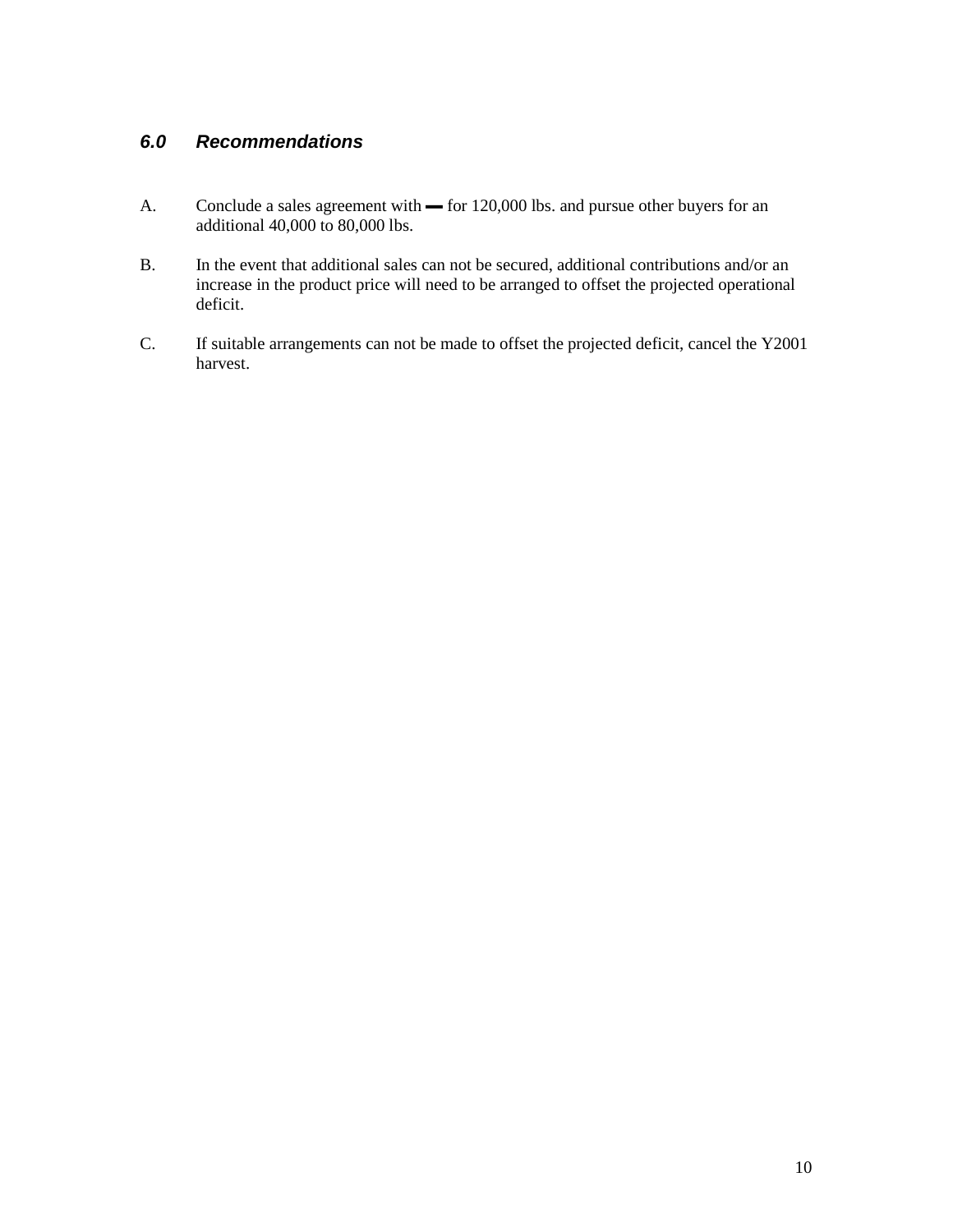## *6.0 Recommendations*

A. Conclude a sales agreement with ▬ for 120,000 lbs. and pursue other buyers for an additional 40,000 to 80,000 lbs.

B. In the event that additional sales can not be secured, additional contributions and/or an increase in the product price will need to be arranged to offset the projected operational deficit.

C. If suitable arrangements can not be made to offset the projected deficit, cancel the Y2001 harvest.